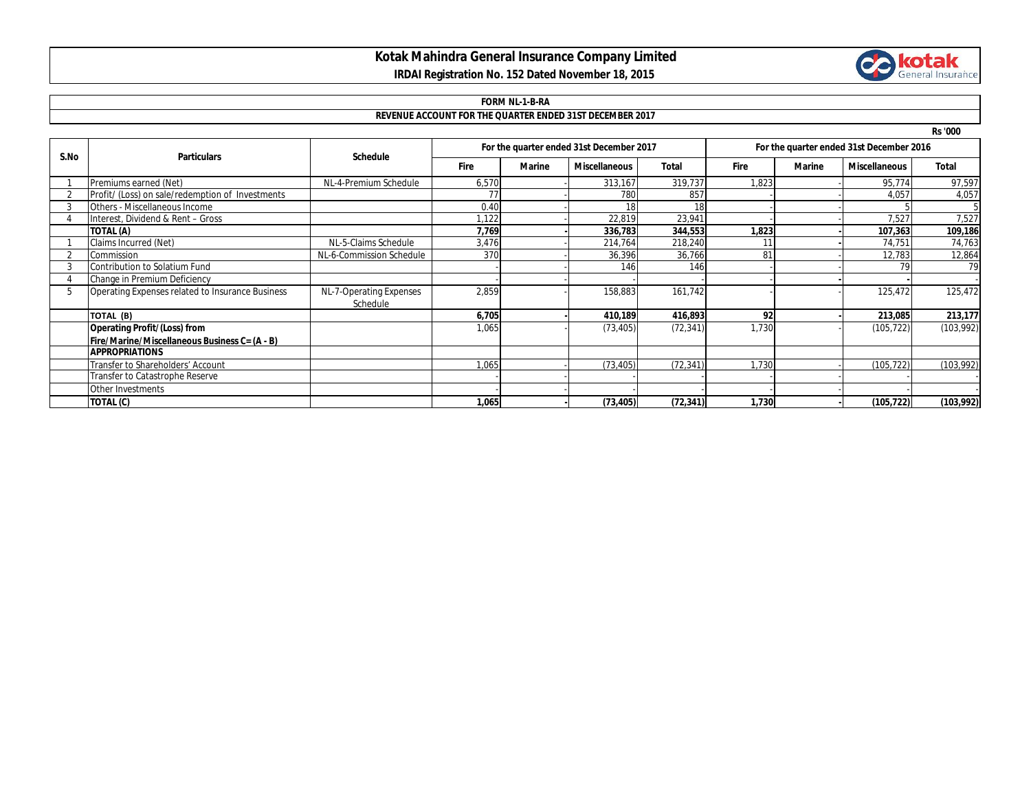# Kotak Mahindra General Insurance Company Limited

**IRDAI Registration No. 152 Dated November 18, 2015**

**FORM NL-1-B-RA**

**REVENUE ACCOUNT FOR THE QUARTER ENDED 31ST DECEMBER 2017**

Rs '000

| S.No | Particulars | Schedule | For the quarter ended 31st December 2017 | | | | For the quarter ended 31st December 2016 | | | |
|---|---|---|---|---|---|---|---|---|---|---|
| | | | Fire | Marine | Miscellaneous | Total | Fire | Marine | Miscellaneous | Total |
| 1 | Premiums earned (Net) | NL-4-Premium Schedule | 6,570 | - | 313,167 | 319,737 | 1,823 | - | 95,774 | 97,597 |
| 2 | Profit/ (Loss) on sale/redemption of Investments | | 77 | - | 780 | 857 | - | - | 4,057 | 4,057 |
| 3 | Others - Miscellaneous Income | | 0.40 | - | 18 | 18 | - | - | 5 | 5 |
| 4 | Interest, Dividend & Rent – Gross | | 1,122 | - | 22,819 | 23,941 | - | - | 7,527 | 7,527 |
| | **TOTAL (A)** | | **7,769** | **-** | **336,783** | **344,553** | **1,823** | **-** | **107,363** | **109,186** |
| 1 | Claims Incurred (Net) | NL-5-Claims Schedule | 3,476 | - | 214,764 | 218,240 | 11 | - | 74,751 | 74,763 |
| 2 | Commission | NL-6-Commission Schedule | 370 | - | 36,396 | 36,766 | 81 | - | 12,783 | 12,864 |
| 3 | Contribution to Solatium Fund | | - | - | 146 | 146 | - | - | 79 | 79 |
| 4 | Change in Premium Deficiency | | - | - | - | - | - | - | - | - |
| 5 | Operating Expenses related to Insurance Business | NL-7-Operating Expenses Schedule | 2,859 | - | 158,883 | 161,742 | - | - | 125,472 | 125,472 |
| | **TOTAL (B)** | | **6,705** | **-** | **410,189** | **416,893** | **92** | **-** | **213,085** | **213,177** |
| | **Operating Profit/(Loss) from Fire/Marine/Miscellaneous Business C= (A - B)** | | 1,065 | - | (73,405) | (72,341) | 1,730 | - | (105,722) | (103,992) |
| | **APPROPRIATIONS** | | | | | | | | | |
| | Transfer to Shareholders' Account | | 1,065 | - | (73,405) | (72,341) | 1,730 | - | (105,722) | (103,992) |
| | Transfer to Catastrophe Reserve | | - | - | - | - | - | - | - | - |
| | Other Investments | | - | - | - | - | - | - | - | - |
| | **TOTAL (C)** | | **1,065** | **-** | **(73,405)** | **(72,341)** | **1,730** | **-** | **(105,722)** | **(103,992)** |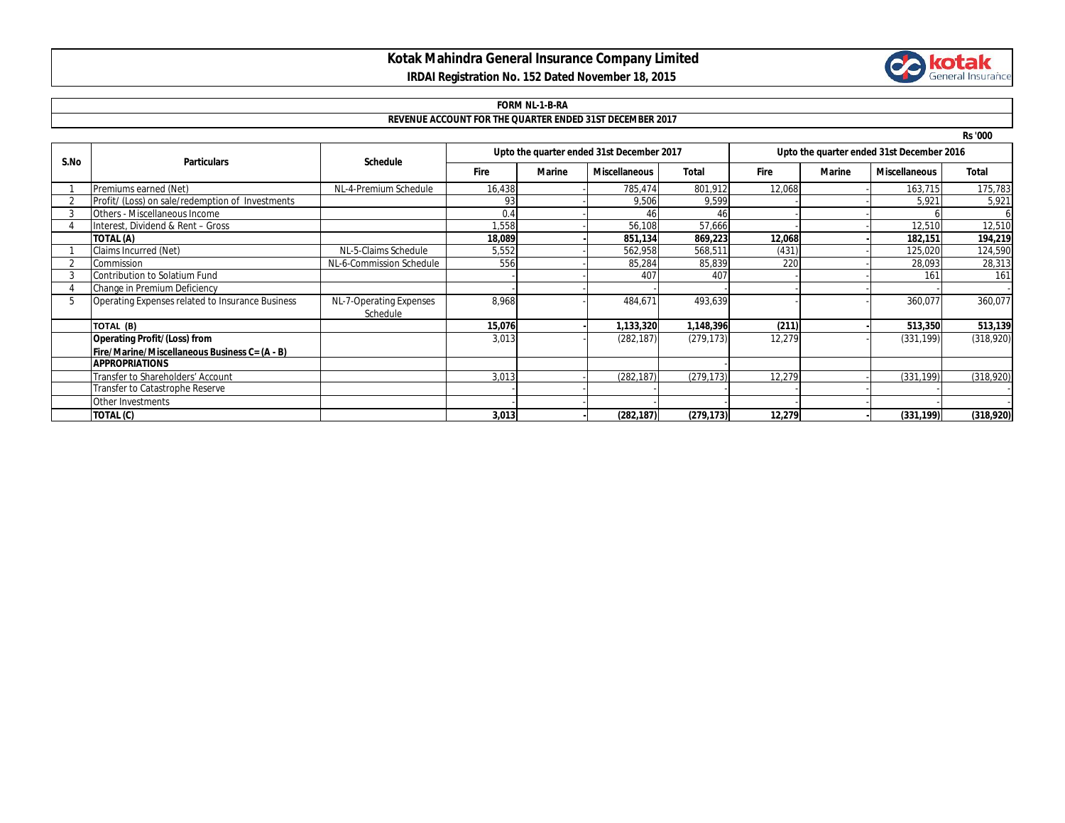# Kotak Mahindra General Insurance Company Limited

**IRDAI Registration No. 152 Dated November 18, 2015**

**FORM NL-1-B-RA**

**REVENUE ACCOUNT FOR THE QUARTER ENDED 31ST DECEMBER 2017**

Rs '000

| S.No | Particulars | Schedule | Upto the quarter ended 31st December 2017 | | | | Upto the quarter ended 31st December 2016 | | | |
|---|---|---|---|---|---|---|---|---|---|---|
| | | | Fire | Marine | Miscellaneous | Total | Fire | Marine | Miscellaneous | Total |
| 1 | Premiums earned (Net) | NL-4-Premium Schedule | 16,438 | - | 785,474 | 801,912 | 12,068 | - | 163,715 | 175,783 |
| 2 | Profit/ (Loss) on sale/redemption of Investments | | 93 | - | 9,506 | 9,599 | - | - | 5,921 | 5,921 |
| 3 | Others - Miscellaneous Income | | 0.4 | - | 46 | 46 | - | - | 6 | 6 |
| 4 | Interest, Dividend & Rent – Gross | | 1,558 | - | 56,108 | 57,666 | - | - | 12,510 | 12,510 |
| | **TOTAL (A)** | | **18,089** | **-** | **851,134** | **869,223** | **12,068** | **-** | **182,151** | **194,219** |
| 1 | Claims Incurred (Net) | NL-5-Claims Schedule | 5,552 | - | 562,958 | 568,511 | (431) | - | 125,020 | 124,590 |
| 2 | Commission | NL-6-Commission Schedule | 556 | - | 85,284 | 85,839 | 220 | - | 28,093 | 28,313 |
| 3 | Contribution to Solatium Fund | | - | - | 407 | 407 | - | - | 161 | 161 |
| 4 | Change in Premium Deficiency | | - | - | - | - | - | - | - | - |
| 5 | Operating Expenses related to Insurance Business | NL-7-Operating Expenses Schedule | 8,968 | - | 484,671 | 493,639 | - | - | 360,077 | 360,077 |
| | **TOTAL (B)** | | **15,076** | **-** | **1,133,320** | **1,148,396** | **(211)** | **-** | **513,350** | **513,139** |
| | **Operating Profit/(Loss) from Fire/Marine/Miscellaneous Business C= (A - B)** | | 3,013 | - | (282,187) | (279,173) | 12,279 | - | (331,199) | (318,920) |
| | **APPROPRIATIONS** | | | | | - | | | | |
| | Transfer to Shareholders' Account | | 3,013 | - | (282,187) | (279,173) | 12,279 | - | (331,199) | (318,920) |
| | Transfer to Catastrophe Reserve | | - | - | - | - | - | - | - | - |
| | Other Investments | | - | - | - | - | - | - | - | - |
| | **TOTAL (C)** | | **3,013** | **-** | **(282,187)** | **(279,173)** | **12,279** | **-** | **(331,199)** | **(318,920)** |